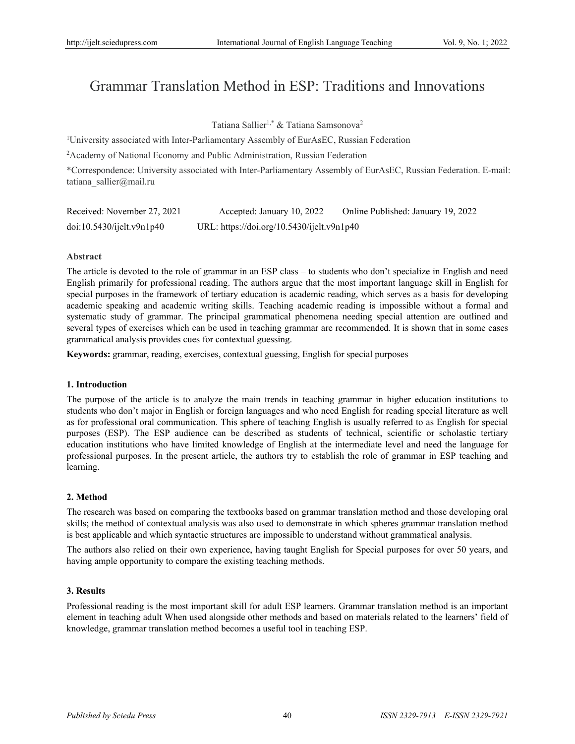# Grammar Translation Method in ESP: Traditions and Innovations

Tatiana Sallier[1,*] & Tatiana Samsonova[2]

[1]University associated with Inter-Parliamentary Assembly of EurAsEC, Russian Federation

[2]Academy of National Economy and Public Administration, Russian Federation

*Correspondence: University associated with Inter-Parliamentary Assembly of EurAsEC, Russian Federation. E-mail: tatiana_sallier@mail.ru

Received: November 27, 2021 Accepted: January 10, 2022 Online Published: January 19, 2022

doi:10.5430/ijelt.v9n1p40 URL: https://doi.org/10.5430/ijelt.v9n1p40

**Abstract**

The article is devoted to the role of grammar in an ESP class – to students who don't specialize in English and need English primarily for professional reading. The authors argue that the most important language skill in English for special purposes in the framework of tertiary education is academic reading, which serves as a basis for developing academic speaking and academic writing skills. Teaching academic reading is impossible without a formal and systematic study of grammar. The principal grammatical phenomena needing special attention are outlined and several types of exercises which can be used in teaching grammar are recommended. It is shown that in some cases grammatical analysis provides cues for contextual guessing.

**Keywords:** grammar, reading, exercises, contextual guessing, English for special purposes

## 1. Introduction

The purpose of the article is to analyze the main trends in teaching grammar in higher education institutions to students who don't major in English or foreign languages and who need English for reading special literature as well as for professional oral communication. This sphere of teaching English is usually referred to as English for special purposes (ESP). The ESP audience can be described as students of technical, scientific or scholastic tertiary education institutions who have limited knowledge of English at the intermediate level and need the language for professional purposes. In the present article, the authors try to establish the role of grammar in ESP teaching and learning.

## 2. Method

The research was based on comparing the textbooks based on grammar translation method and those developing oral skills; the method of contextual analysis was also used to demonstrate in which spheres grammar translation method is best applicable and which syntactic structures are impossible to understand without grammatical analysis.

The authors also relied on their own experience, having taught English for Special purposes for over 50 years, and having ample opportunity to compare the existing teaching methods.

## 3. Results

Professional reading is the most important skill for adult ESP learners. Grammar translation method is an important element in teaching adult When used alongside other methods and based on materials related to the learners' field of knowledge, grammar translation method becomes a useful tool in teaching ESP.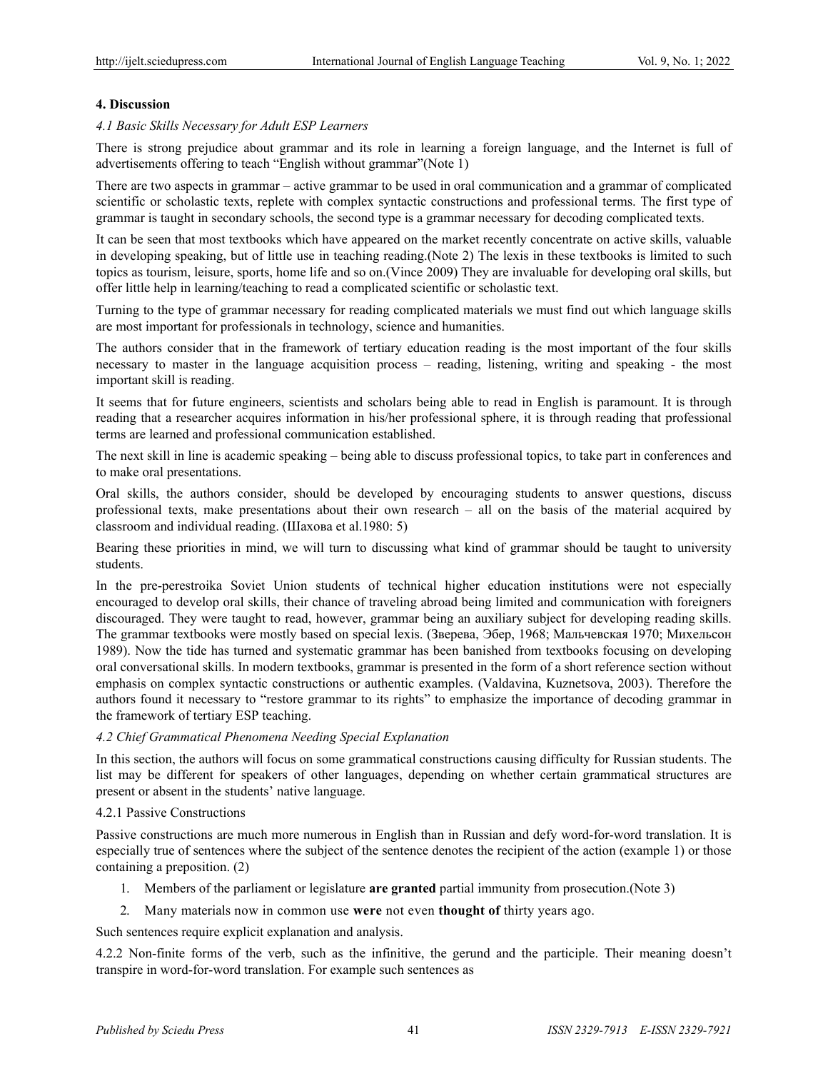## 4. Discussion

### *4.1 Basic Skills Necessary for Adult ESP Learners*

There is strong prejudice about grammar and its role in learning a foreign language, and the Internet is full of advertisements offering to teach "English without grammar"(Note 1)

There are two aspects in grammar – active grammar to be used in oral communication and a grammar of complicated scientific or scholastic texts, replete with complex syntactic constructions and professional terms. The first type of grammar is taught in secondary schools, the second type is a grammar necessary for decoding complicated texts.

It can be seen that most textbooks which have appeared on the market recently concentrate on active skills, valuable in developing speaking, but of little use in teaching reading.(Note 2) The lexis in these textbooks is limited to such topics as tourism, leisure, sports, home life and so on.(Vince 2009) They are invaluable for developing oral skills, but offer little help in learning/teaching to read a complicated scientific or scholastic text.

Turning to the type of grammar necessary for reading complicated materials we must find out which language skills are most important for professionals in technology, science and humanities.

The authors consider that in the framework of tertiary education reading is the most important of the four skills necessary to master in the language acquisition process – reading, listening, writing and speaking - the most important skill is reading.

It seems that for future engineers, scientists and scholars being able to read in English is paramount. It is through reading that a researcher acquires information in his/her professional sphere, it is through reading that professional terms are learned and professional communication established.

The next skill in line is academic speaking – being able to discuss professional topics, to take part in conferences and to make oral presentations.

Oral skills, the authors consider, should be developed by encouraging students to answer questions, discuss professional texts, make presentations about their own research – all on the basis of the material acquired by classroom and individual reading. (Шахова et al.1980: 5)

Bearing these priorities in mind, we will turn to discussing what kind of grammar should be taught to university students.

In the pre-perestroika Soviet Union students of technical higher education institutions were not especially encouraged to develop oral skills, their chance of traveling abroad being limited and communication with foreigners discouraged. They were taught to read, however, grammar being an auxiliary subject for developing reading skills. The grammar textbooks were mostly based on special lexis. (Зверева, Эбер, 1968; Мальчевская 1970; Михельсон 1989). Now the tide has turned and systematic grammar has been banished from textbooks focusing on developing oral conversational skills. In modern textbooks, grammar is presented in the form of a short reference section without emphasis on complex syntactic constructions or authentic examples. (Valdavina, Kuznetsova, 2003). Therefore the authors found it necessary to "restore grammar to its rights" to emphasize the importance of decoding grammar in the framework of tertiary ESP teaching.

### *4.2 Chief Grammatical Phenomena Needing Special Explanation*

In this section, the authors will focus on some grammatical constructions causing difficulty for Russian students. The list may be different for speakers of other languages, depending on whether certain grammatical structures are present or absent in the students' native language.

#### 4.2.1 Passive Constructions

Passive constructions are much more numerous in English than in Russian and defy word-for-word translation. It is especially true of sentences where the subject of the sentence denotes the recipient of the action (example 1) or those containing a preposition. (2)

1. Members of the parliament or legislature **are granted** partial immunity from prosecution.(Note 3)
2. Many materials now in common use **were** not even **thought of** thirty years ago.

Such sentences require explicit explanation and analysis.

4.2.2 Non-finite forms of the verb, such as the infinitive, the gerund and the participle. Their meaning doesn't transpire in word-for-word translation. For example such sentences as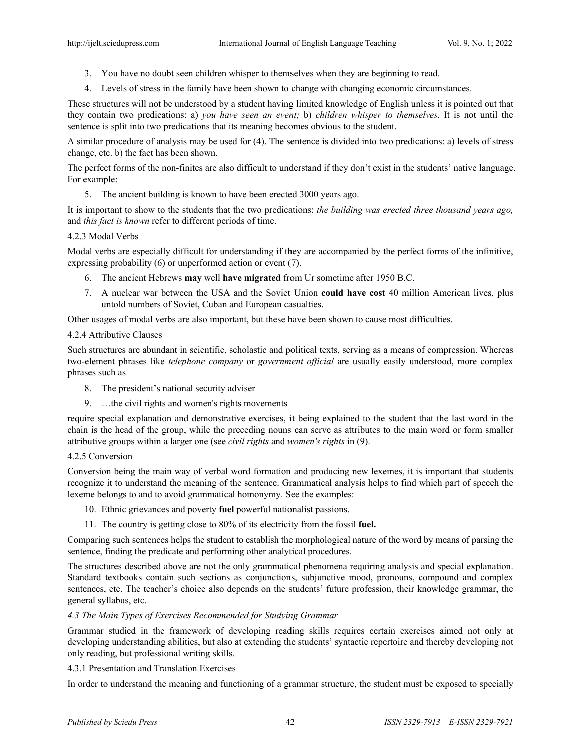3. You have no doubt seen children whisper to themselves when they are beginning to read.
4. Levels of stress in the family have been shown to change with changing economic circumstances.

These structures will not be understood by a student having limited knowledge of English unless it is pointed out that they contain two predications: a) *you have seen an event;* b) *children whisper to themselves*. It is not until the sentence is split into two predications that its meaning becomes obvious to the student.

A similar procedure of analysis may be used for (4). The sentence is divided into two predications: a) levels of stress change, etc. b) the fact has been shown.

The perfect forms of the non-finites are also difficult to understand if they don't exist in the students' native language. For example:

5. The ancient building is known to have been erected 3000 years ago.

It is important to show to the students that the two predications: *the building was erected three thousand years ago,* and *this fact is known* refer to different periods of time.

#### 4.2.3 Modal Verbs

Modal verbs are especially difficult for understanding if they are accompanied by the perfect forms of the infinitive, expressing probability (6) or unperformed action or event (7).

6. The ancient Hebrews **may** well **have migrated** from Ur sometime after 1950 B.C.
7. A nuclear war between the USA and the Soviet Union **could have cost** 40 million American lives, plus untold numbers of Soviet, Cuban and European casualties.

Other usages of modal verbs are also important, but these have been shown to cause most difficulties.

#### 4.2.4 Attributive Clauses

Such structures are abundant in scientific, scholastic and political texts, serving as a means of compression. Whereas two-element phrases like *telephone company* or *government official* are usually easily understood, more complex phrases such as

8. The president's national security adviser
9. …the civil rights and women's rights movements

require special explanation and demonstrative exercises, it being explained to the student that the last word in the chain is the head of the group, while the preceding nouns can serve as attributes to the main word or form smaller attributive groups within a larger one (see *civil rights* and *women's rights* in (9).

#### 4.2.5 Conversion

Conversion being the main way of verbal word formation and producing new lexemes, it is important that students recognize it to understand the meaning of the sentence. Grammatical analysis helps to find which part of speech the lexeme belongs to and to avoid grammatical homonymy. See the examples:

10. Ethnic grievances and poverty **fuel** powerful nationalist passions.
11. The country is getting close to 80% of its electricity from the fossil **fuel.**

Comparing such sentences helps the student to establish the morphological nature of the word by means of parsing the sentence, finding the predicate and performing other analytical procedures.

The structures described above are not the only grammatical phenomena requiring analysis and special explanation. Standard textbooks contain such sections as conjunctions, subjunctive mood, pronouns, compound and complex sentences, etc. The teacher's choice also depends on the students' future profession, their knowledge grammar, the general syllabus, etc.

### *4.3 The Main Types of Exercises Recommended for Studying Grammar*

Grammar studied in the framework of developing reading skills requires certain exercises aimed not only at developing understanding abilities, but also at extending the students' syntactic repertoire and thereby developing not only reading, but professional writing skills.

#### 4.3.1 Presentation and Translation Exercises

In order to understand the meaning and functioning of a grammar structure, the student must be exposed to specially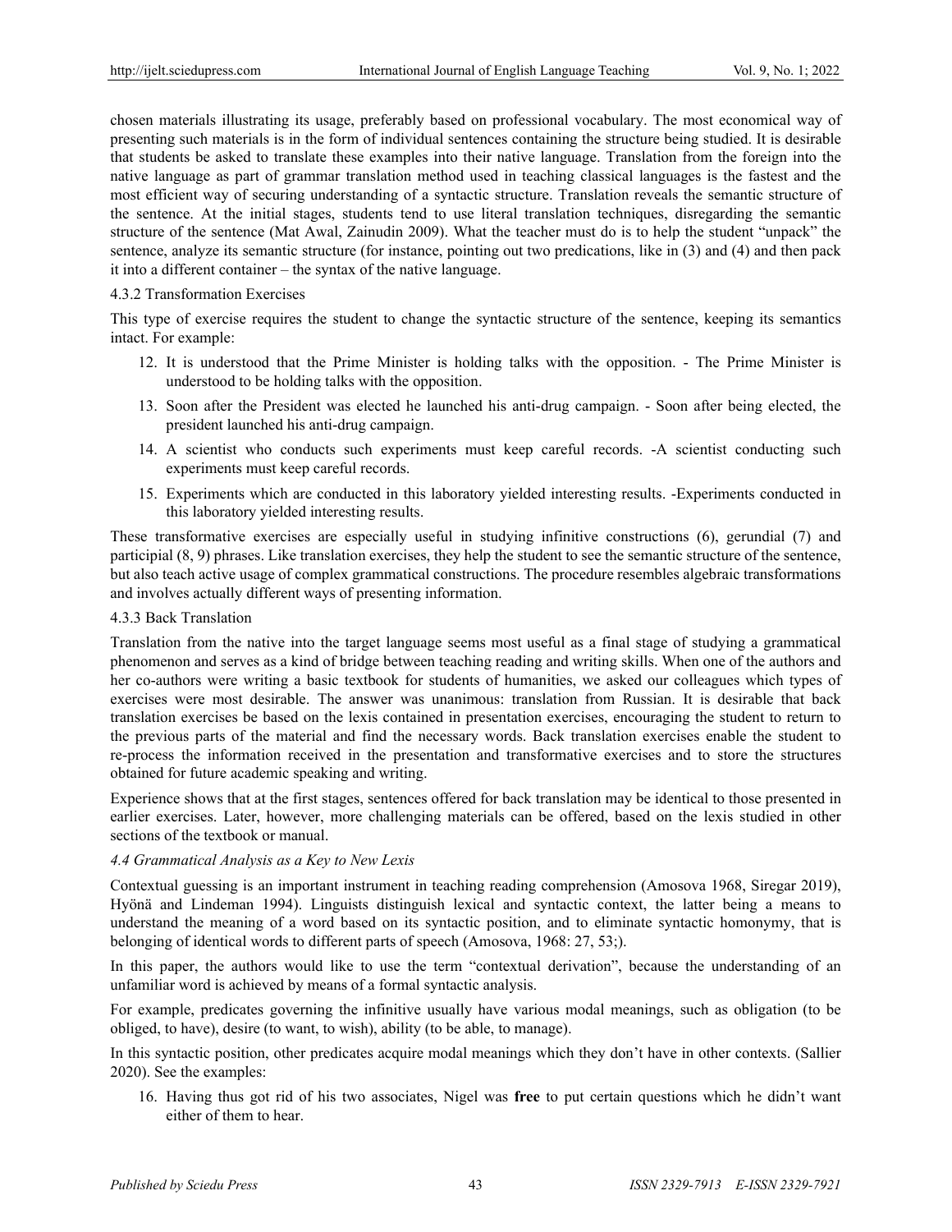chosen materials illustrating its usage, preferably based on professional vocabulary. The most economical way of presenting such materials is in the form of individual sentences containing the structure being studied. It is desirable that students be asked to translate these examples into their native language. Translation from the foreign into the native language as part of grammar translation method used in teaching classical languages is the fastest and the most efficient way of securing understanding of a syntactic structure. Translation reveals the semantic structure of the sentence. At the initial stages, students tend to use literal translation techniques, disregarding the semantic structure of the sentence (Mat Awal, Zainudin 2009). What the teacher must do is to help the student "unpack" the sentence, analyze its semantic structure (for instance, pointing out two predications, like in (3) and (4) and then pack it into a different container – the syntax of the native language.

4.3.2 Transformation Exercises

This type of exercise requires the student to change the syntactic structure of the sentence, keeping its semantics intact. For example:

12. It is understood that the Prime Minister is holding talks with the opposition. - The Prime Minister is understood to be holding talks with the opposition.
13. Soon after the President was elected he launched his anti-drug campaign. - Soon after being elected, the president launched his anti-drug campaign.
14. A scientist who conducts such experiments must keep careful records. -A scientist conducting such experiments must keep careful records.
15. Experiments which are conducted in this laboratory yielded interesting results. -Experiments conducted in this laboratory yielded interesting results.

These transformative exercises are especially useful in studying infinitive constructions (6), gerundial (7) and participial (8, 9) phrases. Like translation exercises, they help the student to see the semantic structure of the sentence, but also teach active usage of complex grammatical constructions. The procedure resembles algebraic transformations and involves actually different ways of presenting information.

4.3.3 Back Translation

Translation from the native into the target language seems most useful as a final stage of studying a grammatical phenomenon and serves as a kind of bridge between teaching reading and writing skills. When one of the authors and her co-authors were writing a basic textbook for students of humanities, we asked our colleagues which types of exercises were most desirable. The answer was unanimous: translation from Russian. It is desirable that back translation exercises be based on the lexis contained in presentation exercises, encouraging the student to return to the previous parts of the material and find the necessary words. Back translation exercises enable the student to re-process the information received in the presentation and transformative exercises and to store the structures obtained for future academic speaking and writing.

Experience shows that at the first stages, sentences offered for back translation may be identical to those presented in earlier exercises. Later, however, more challenging materials can be offered, based on the lexis studied in other sections of the textbook or manual.

### *4.4 Grammatical Analysis as a Key to New Lexis*

Contextual guessing is an important instrument in teaching reading comprehension (Amosova 1968, Siregar 2019), Hyönä and Lindeman 1994). Linguists distinguish lexical and syntactic context, the latter being a means to understand the meaning of a word based on its syntactic position, and to eliminate syntactic homonymy, that is belonging of identical words to different parts of speech (Amosova, 1968: 27, 53;).

In this paper, the authors would like to use the term "contextual derivation", because the understanding of an unfamiliar word is achieved by means of a formal syntactic analysis.

For example, predicates governing the infinitive usually have various modal meanings, such as obligation (to be obliged, to have), desire (to want, to wish), ability (to be able, to manage).

In this syntactic position, other predicates acquire modal meanings which they don't have in other contexts. (Sallier 2020). See the examples:

16. Having thus got rid of his two associates, Nigel was **free** to put certain questions which he didn't want either of them to hear.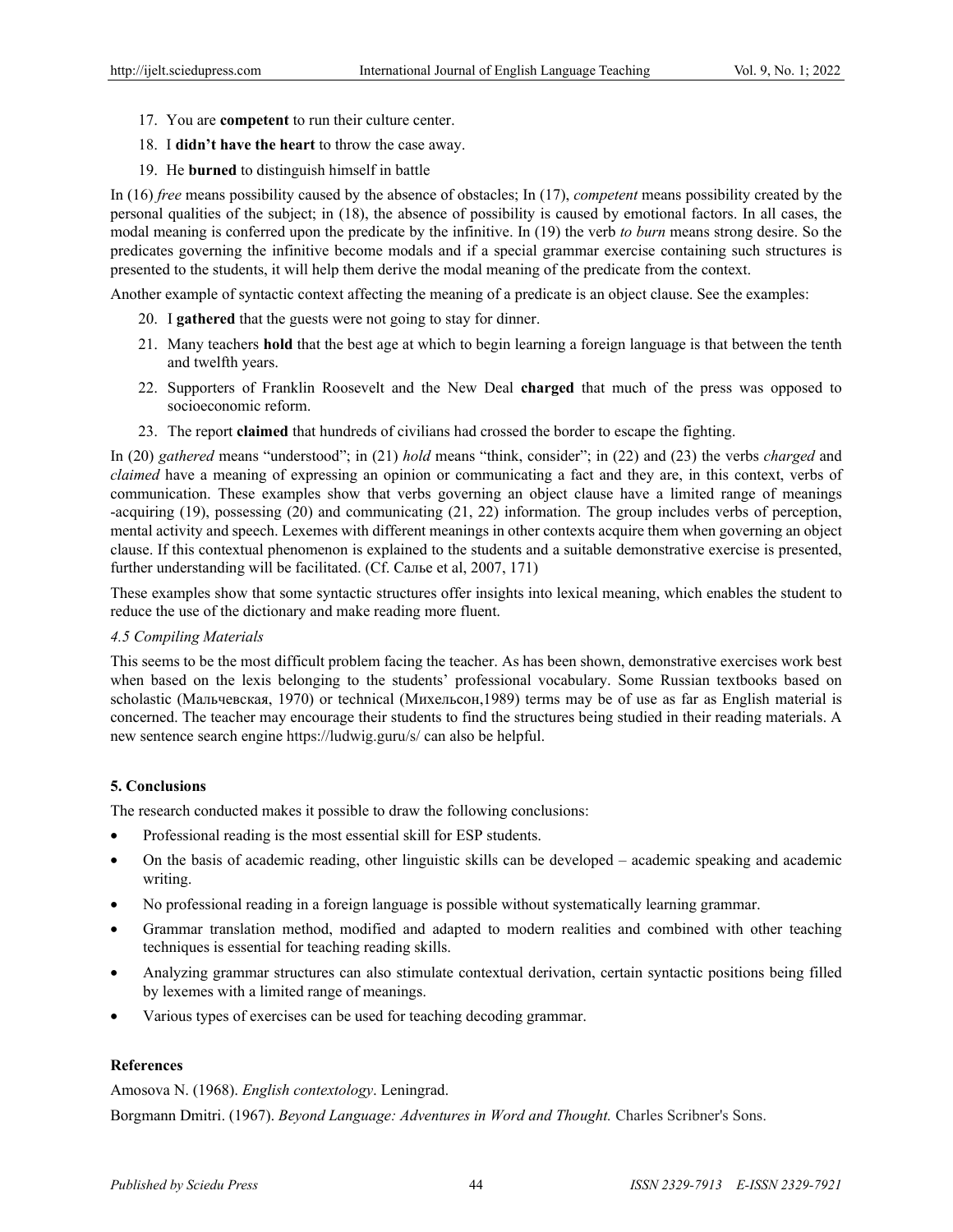17. You are **competent** to run their culture center.
18. I **didn't have the heart** to throw the case away.
19. He **burned** to distinguish himself in battle

In (16) *free* means possibility caused by the absence of obstacles; In (17), *competent* means possibility created by the personal qualities of the subject; in (18), the absence of possibility is caused by emotional factors. In all cases, the modal meaning is conferred upon the predicate by the infinitive. In (19) the verb *to burn* means strong desire. So the predicates governing the infinitive become modals and if a special grammar exercise containing such structures is presented to the students, it will help them derive the modal meaning of the predicate from the context.

Another example of syntactic context affecting the meaning of a predicate is an object clause. See the examples:

20. I **gathered** that the guests were not going to stay for dinner.
21. Many teachers **hold** that the best age at which to begin learning a foreign language is that between the tenth and twelfth years.
22. Supporters of Franklin Roosevelt and the New Deal **charged** that much of the press was opposed to socioeconomic reform.
23. The report **claimed** that hundreds of civilians had crossed the border to escape the fighting.

In (20) *gathered* means "understood"; in (21) *hold* means "think, consider"; in (22) and (23) the verbs *charged* and *claimed* have a meaning of expressing an opinion or communicating a fact and they are, in this context, verbs of communication. These examples show that verbs governing an object clause have a limited range of meanings -acquiring (19), possessing (20) and communicating (21, 22) information. The group includes verbs of perception, mental activity and speech. Lexemes with different meanings in other contexts acquire them when governing an object clause. If this contextual phenomenon is explained to the students and a suitable demonstrative exercise is presented, further understanding will be facilitated. (Cf. Салье et al, 2007, 171)

These examples show that some syntactic structures offer insights into lexical meaning, which enables the student to reduce the use of the dictionary and make reading more fluent.

### *4.5 Compiling Materials*

This seems to be the most difficult problem facing the teacher. As has been shown, demonstrative exercises work best when based on the lexis belonging to the students' professional vocabulary. Some Russian textbooks based on scholastic (Мальчевская, 1970) or technical (Михельсон,1989) terms may be of use as far as English material is concerned. The teacher may encourage their students to find the structures being studied in their reading materials. A new sentence search engine https://ludwig.guru/s/ can also be helpful.

## **5. Conclusions**

The research conducted makes it possible to draw the following conclusions:

- Professional reading is the most essential skill for ESP students.
- On the basis of academic reading, other linguistic skills can be developed – academic speaking and academic writing.
- No professional reading in a foreign language is possible without systematically learning grammar.
- Grammar translation method, modified and adapted to modern realities and combined with other teaching techniques is essential for teaching reading skills.
- Analyzing grammar structures can also stimulate contextual derivation, certain syntactic positions being filled by lexemes with a limited range of meanings.
- Various types of exercises can be used for teaching decoding grammar.

## **References**

Amosova N. (1968). *English contextology*. Leningrad.

Borgmann Dmitri. (1967). *Beyond Language: Adventures in Word and Thought.* Charles Scribner's Sons.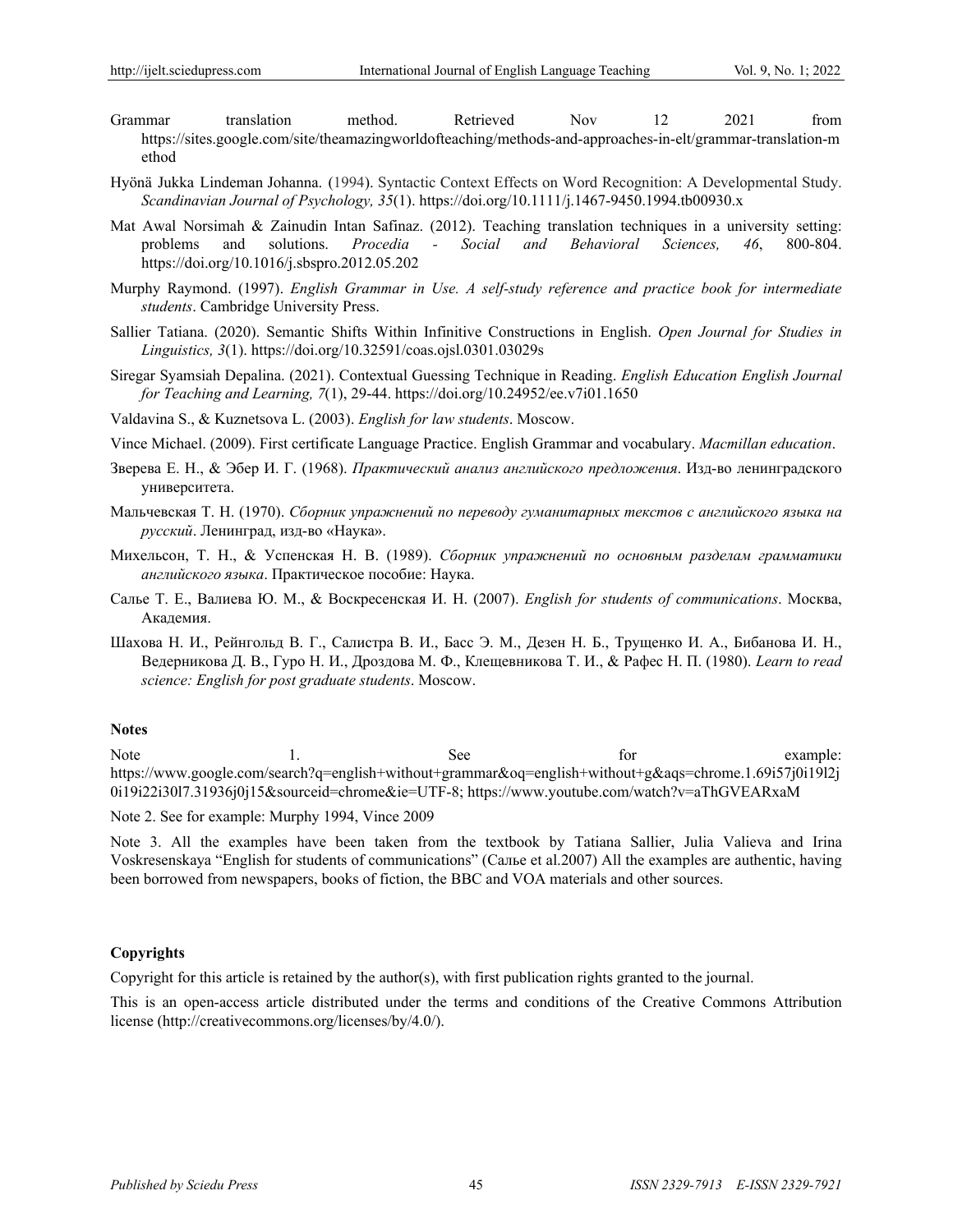Grammar translation method. Retrieved Nov 12 2021 from https://sites.google.com/site/theamazingworldofteaching/methods-and-approaches-in-elt/grammar-translation-method

Hyönä Jukka Lindeman Johanna. (1994). Syntactic Context Effects on Word Recognition: A Developmental Study. *Scandinavian Journal of Psychology, 35*(1). https://doi.org/10.1111/j.1467-9450.1994.tb00930.x

Mat Awal Norsimah & Zainudin Intan Safinaz. (2012). Teaching translation techniques in a university setting: problems and solutions. *Procedia - Social and Behavioral Sciences, 46*, 800-804. https://doi.org/10.1016/j.sbspro.2012.05.202

Murphy Raymond. (1997). *English Grammar in Use. A self-study reference and practice book for intermediate students*. Cambridge University Press.

Sallier Tatiana. (2020). Semantic Shifts Within Infinitive Constructions in English. *Open Journal for Studies in Linguistics, 3*(1). https://doi.org/10.32591/coas.ojsl.0301.03029s

Siregar Syamsiah Depalina. (2021). Contextual Guessing Technique in Reading. *English Education English Journal for Teaching and Learning, 7*(1), 29-44. https://doi.org/10.24952/ee.v7i01.1650

Valdavina S., & Kuznetsova L. (2003). *English for law students*. Moscow.

Vince Michael. (2009). First certificate Language Practice. English Grammar and vocabulary. *Macmillan education*.

Зверева Е. Н., & Эбер И. Г. (1968). *Практический анализ английского предложения*. Изд-во ленинградского университета.

Мальчевская Т. Н. (1970). *Сборник упражнений по переводу гуманитарных текстов с английского языка на русский*. Ленинград, изд-во «Наука».

Михельсон, Т. Н., & Успенская Н. В. (1989). *Сборник упражнений по основным разделам грамматики английского языка*. Практическое пособие: Наука.

Салье Т. Е., Валиева Ю. М., & Воскресенская И. Н. (2007). *English for students of communications*. Москва, Академия.

Шахова Н. И., Рейнгольд В. Г., Салистра В. И., Басс Э. М., Дезен Н. Б., Трущенко И. А., Бибанова И. Н., Ведерникова Д. В., Гуро Н. И., Дроздова М. Ф., Клещевникова Т. И., & Рафес Н. П. (1980). *Learn to read science: English for post graduate students*. Moscow.

## Notes

Note 1. See for example: https://www.google.com/search?q=english+without+grammar&oq=english+without+g&aqs=chrome.1.69i57j0i19l2j0i19i22i30l7.31936j0j15&sourceid=chrome&ie=UTF-8; https://www.youtube.com/watch?v=aThGVEARxaM

Note 2. See for example: Murphy 1994, Vince 2009

Note 3. All the examples have been taken from the textbook by Tatiana Sallier, Julia Valieva and Irina Voskresenskaya "English for students of communications" (Салье et al.2007) All the examples are authentic, having been borrowed from newspapers, books of fiction, the BBC and VOA materials and other sources.

## Copyrights

Copyright for this article is retained by the author(s), with first publication rights granted to the journal.

This is an open-access article distributed under the terms and conditions of the Creative Commons Attribution license (http://creativecommons.org/licenses/by/4.0/).